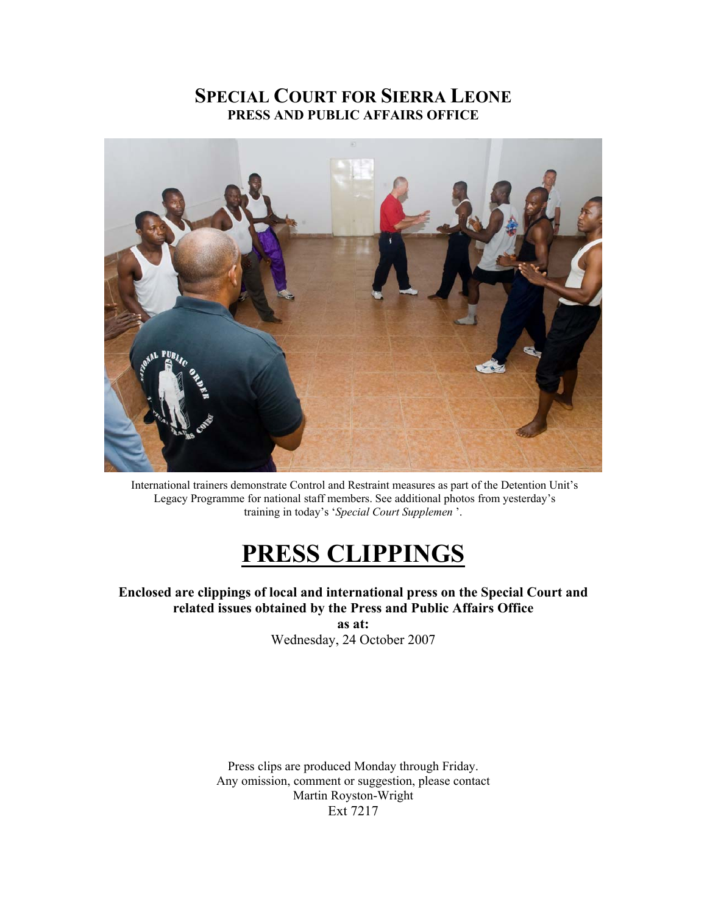# SPECIAL COURT FOR SIERRA LEONE
## PRESS AND PUBLIC AFFAIRS OFFICE

International trainers demonstrate Control and Restraint measures as part of the Detention Unit's Legacy Programme for national staff members. See additional photos from yesterday's training in today's '*Special Court Supplemen* '.

# PRESS CLIPPINGS

**Enclosed are clippings of local and international press on the Special Court and related issues obtained by the Press and Public Affairs Office**

**as at:**

Wednesday, 24 October 2007

Press clips are produced Monday through Friday.
Any omission, comment or suggestion, please contact
Martin Royston-Wright
Ext 7217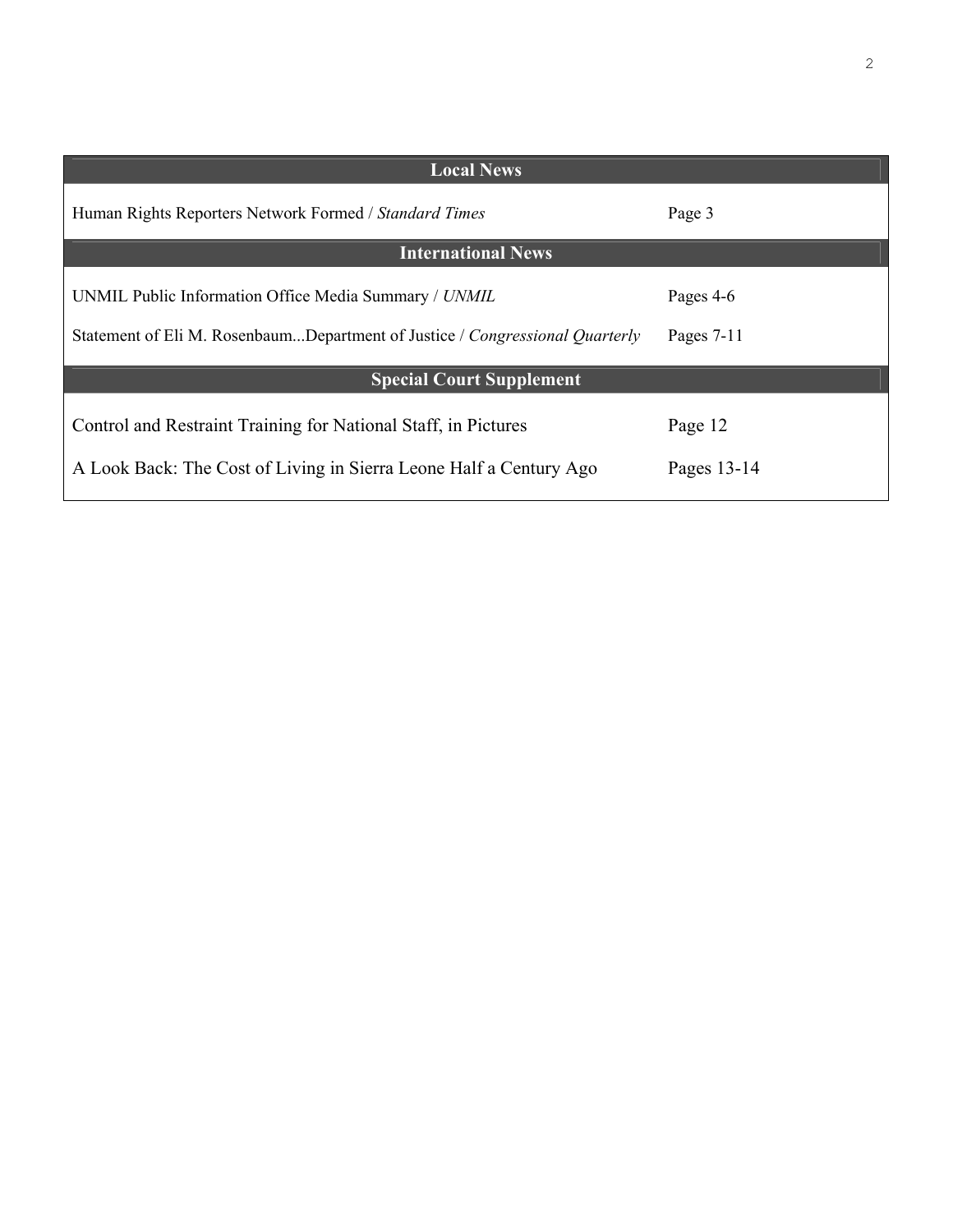| Local News | |
|---|---|
| Human Rights Reporters Network Formed / *Standard Times* | Page 3 |
| **International News** | |
| UNMIL Public Information Office Media Summary / *UNMIL* | Pages 4-6 |
| Statement of Eli M. Rosenbaum...Department of Justice / *Congressional Quarterly* | Pages 7-11 |
| **Special Court Supplement** | |
| Control and Restraint Training for National Staff, in Pictures | Page 12 |
| A Look Back: The Cost of Living in Sierra Leone Half a Century Ago | Pages 13-14 |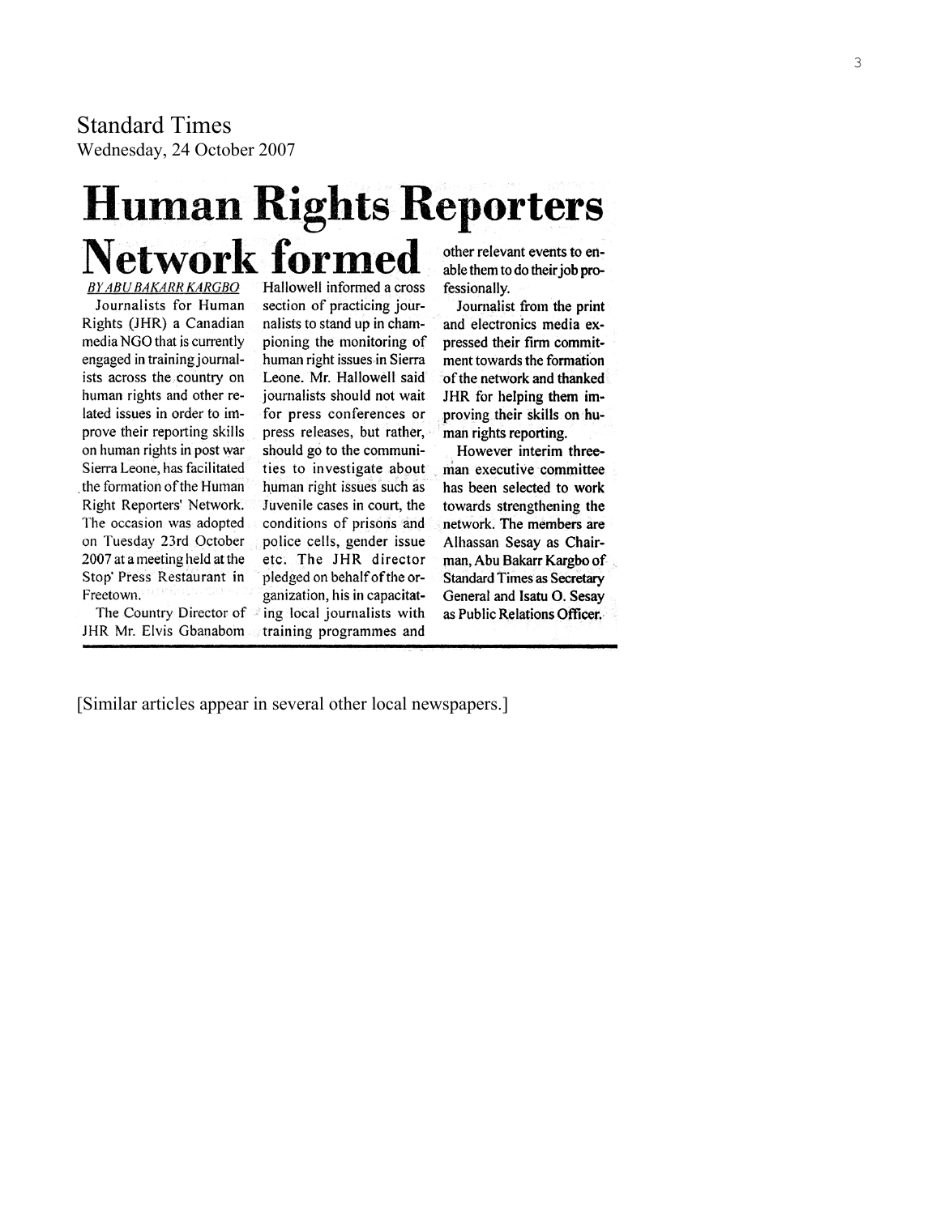Standard Times
Wednesday, 24 October 2007

# Human Rights Reporters Network formed

*BY ABU BAKARR KARGBO*

Journalists for Human Rights (JHR) a Canadian media NGO that is currently engaged in training journalists across the country on human rights and other related issues in order to improve their reporting skills on human rights in post war Sierra Leone, has facilitated the formation of the Human Right Reporters' Network. The occasion was adopted on Tuesday 23rd October 2007 at a meeting held at the Stop' Press Restaurant in Freetown.

The Country Director of JHR Mr. Elvis Gbanabom Hallowell informed a cross section of practicing journalists to stand up in championing the monitoring of human right issues in Sierra Leone. Mr. Hallowell said journalists should not wait for press conferences or press releases, but rather, should go to the communities to investigate about human right issues such as Juvenile cases in court, the conditions of prisons and police cells, gender issue etc. The JHR director pledged on behalf of the organization, his in capacitating local journalists with training programmes and other relevant events to enable them to do their job professionally.

Journalist from the print and electronics media expressed their firm commitment towards the formation of the network and thanked JHR for helping them improving their skills on human rights reporting.

However interim three-man executive committee has been selected to work towards strengthening the network. The members are Alhassan Sesay as Chairman, Abu Bakarr Kargbo of Standard Times as Secretary General and Isatu O. Sesay as Public Relations Officer.

[Similar articles appear in several other local newspapers.]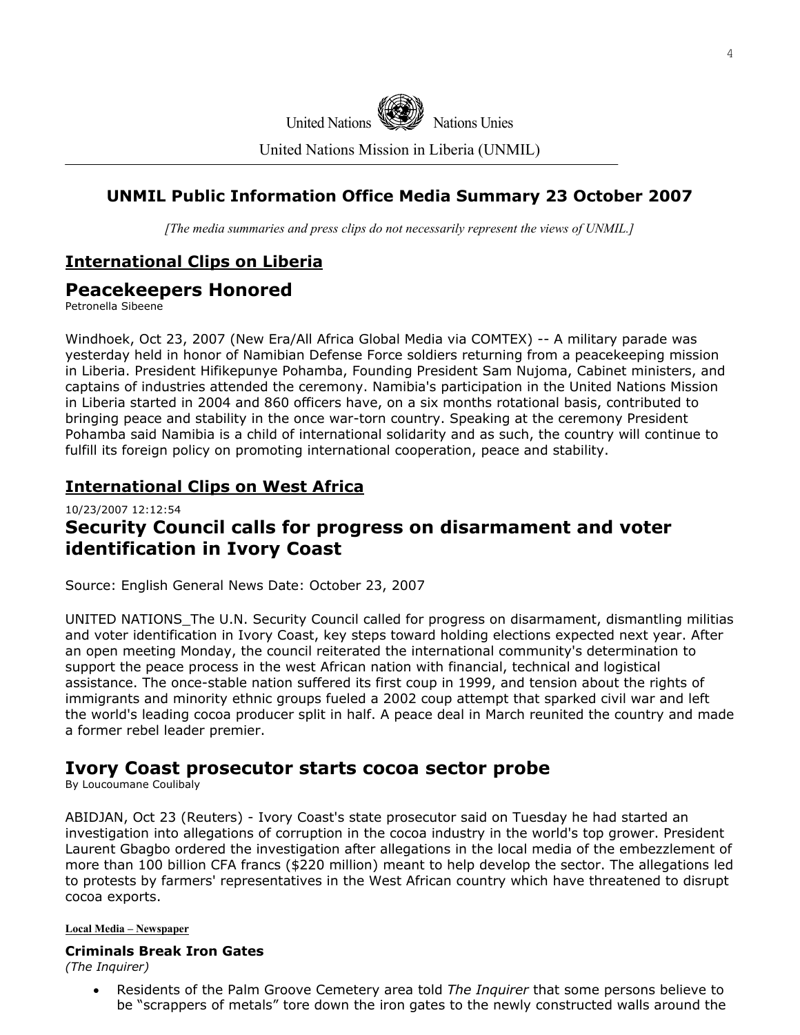United Nations Nations Unies

United Nations Mission in Liberia (UNMIL)

## UNMIL Public Information Office Media Summary 23 October 2007

*[The media summaries and press clips do not necessarily represent the views of UNMIL.]*

### International Clips on Liberia

## Peacekeepers Honored

Petronella Sibeene

Windhoek, Oct 23, 2007 (New Era/All Africa Global Media via COMTEX) -- A military parade was yesterday held in honor of Namibian Defense Force soldiers returning from a peacekeeping mission in Liberia. President Hifikepunye Pohamba, Founding President Sam Nujoma, Cabinet ministers, and captains of industries attended the ceremony. Namibia's participation in the United Nations Mission in Liberia started in 2004 and 860 officers have, on a six months rotational basis, contributed to bringing peace and stability in the once war-torn country. Speaking at the ceremony President Pohamba said Namibia is a child of international solidarity and as such, the country will continue to fulfill its foreign policy on promoting international cooperation, peace and stability.

### International Clips on West Africa

10/23/2007 12:12:54

## Security Council calls for progress on disarmament and voter identification in Ivory Coast

Source: English General News Date: October 23, 2007

UNITED NATIONS_The U.N. Security Council called for progress on disarmament, dismantling militias and voter identification in Ivory Coast, key steps toward holding elections expected next year. After an open meeting Monday, the council reiterated the international community's determination to support the peace process in the west African nation with financial, technical and logistical assistance. The once-stable nation suffered its first coup in 1999, and tension about the rights of immigrants and minority ethnic groups fueled a 2002 coup attempt that sparked civil war and left the world's leading cocoa producer split in half. A peace deal in March reunited the country and made a former rebel leader premier.

## Ivory Coast prosecutor starts cocoa sector probe

By Loucoumane Coulibaly

ABIDJAN, Oct 23 (Reuters) - Ivory Coast's state prosecutor said on Tuesday he had started an investigation into allegations of corruption in the cocoa industry in the world's top grower. President Laurent Gbagbo ordered the investigation after allegations in the local media of the embezzlement of more than 100 billion CFA francs ($220 million) meant to help develop the sector. The allegations led to protests by farmers' representatives in the West African country which have threatened to disrupt cocoa exports.

**Local Media – Newspaper**

### Criminals Break Iron Gates

*(The Inquirer)*

- Residents of the Palm Groove Cemetery area told *The Inquirer* that some persons believe to be "scrappers of metals" tore down the iron gates to the newly constructed walls around the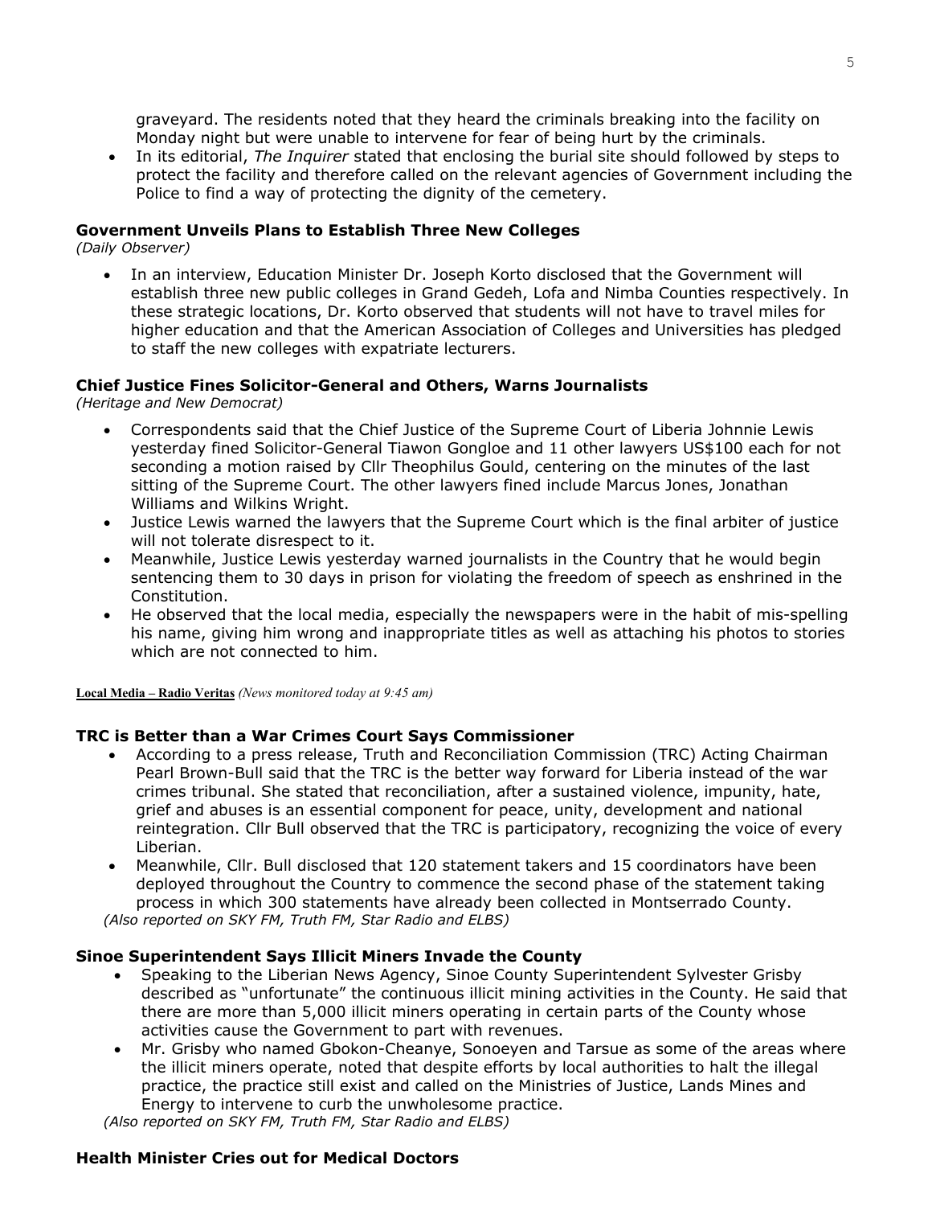graveyard. The residents noted that they heard the criminals breaking into the facility on Monday night but were unable to intervene for fear of being hurt by the criminals.

- In its editorial, *The Inquirer* stated that enclosing the burial site should followed by steps to protect the facility and therefore called on the relevant agencies of Government including the Police to find a way of protecting the dignity of the cemetery.

**Government Unveils Plans to Establish Three New Colleges**
*(Daily Observer)*

- In an interview, Education Minister Dr. Joseph Korto disclosed that the Government will establish three new public colleges in Grand Gedeh, Lofa and Nimba Counties respectively. In these strategic locations, Dr. Korto observed that students will not have to travel miles for higher education and that the American Association of Colleges and Universities has pledged to staff the new colleges with expatriate lecturers.

**Chief Justice Fines Solicitor-General and Others, Warns Journalists**
*(Heritage and New Democrat)*

- Correspondents said that the Chief Justice of the Supreme Court of Liberia Johnnie Lewis yesterday fined Solicitor-General Tiawon Gongloe and 11 other lawyers US$100 each for not seconding a motion raised by Cllr Theophilus Gould, centering on the minutes of the last sitting of the Supreme Court. The other lawyers fined include Marcus Jones, Jonathan Williams and Wilkins Wright.
- Justice Lewis warned the lawyers that the Supreme Court which is the final arbiter of justice will not tolerate disrespect to it.
- Meanwhile, Justice Lewis yesterday warned journalists in the Country that he would begin sentencing them to 30 days in prison for violating the freedom of speech as enshrined in the Constitution.
- He observed that the local media, especially the newspapers were in the habit of mis-spelling his name, giving him wrong and inappropriate titles as well as attaching his photos to stories which are not connected to him.

**Local Media – Radio Veritas** *(News monitored today at 9:45 am)*

**TRC is Better than a War Crimes Court Says Commissioner**

- According to a press release, Truth and Reconciliation Commission (TRC) Acting Chairman Pearl Brown-Bull said that the TRC is the better way forward for Liberia instead of the war crimes tribunal. She stated that reconciliation, after a sustained violence, impunity, hate, grief and abuses is an essential component for peace, unity, development and national reintegration. Cllr Bull observed that the TRC is participatory, recognizing the voice of every Liberian.
- Meanwhile, Cllr. Bull disclosed that 120 statement takers and 15 coordinators have been deployed throughout the Country to commence the second phase of the statement taking process in which 300 statements have already been collected in Montserrado County.

*(Also reported on SKY FM, Truth FM, Star Radio and ELBS)*

**Sinoe Superintendent Says Illicit Miners Invade the County**

- Speaking to the Liberian News Agency, Sinoe County Superintendent Sylvester Grisby described as "unfortunate" the continuous illicit mining activities in the County. He said that there are more than 5,000 illicit miners operating in certain parts of the County whose activities cause the Government to part with revenues.
- Mr. Grisby who named Gbokon-Cheanye, Sonoeyen and Tarsue as some of the areas where the illicit miners operate, noted that despite efforts by local authorities to halt the illegal practice, the practice still exist and called on the Ministries of Justice, Lands Mines and Energy to intervene to curb the unwholesome practice.

*(Also reported on SKY FM, Truth FM, Star Radio and ELBS)*

**Health Minister Cries out for Medical Doctors**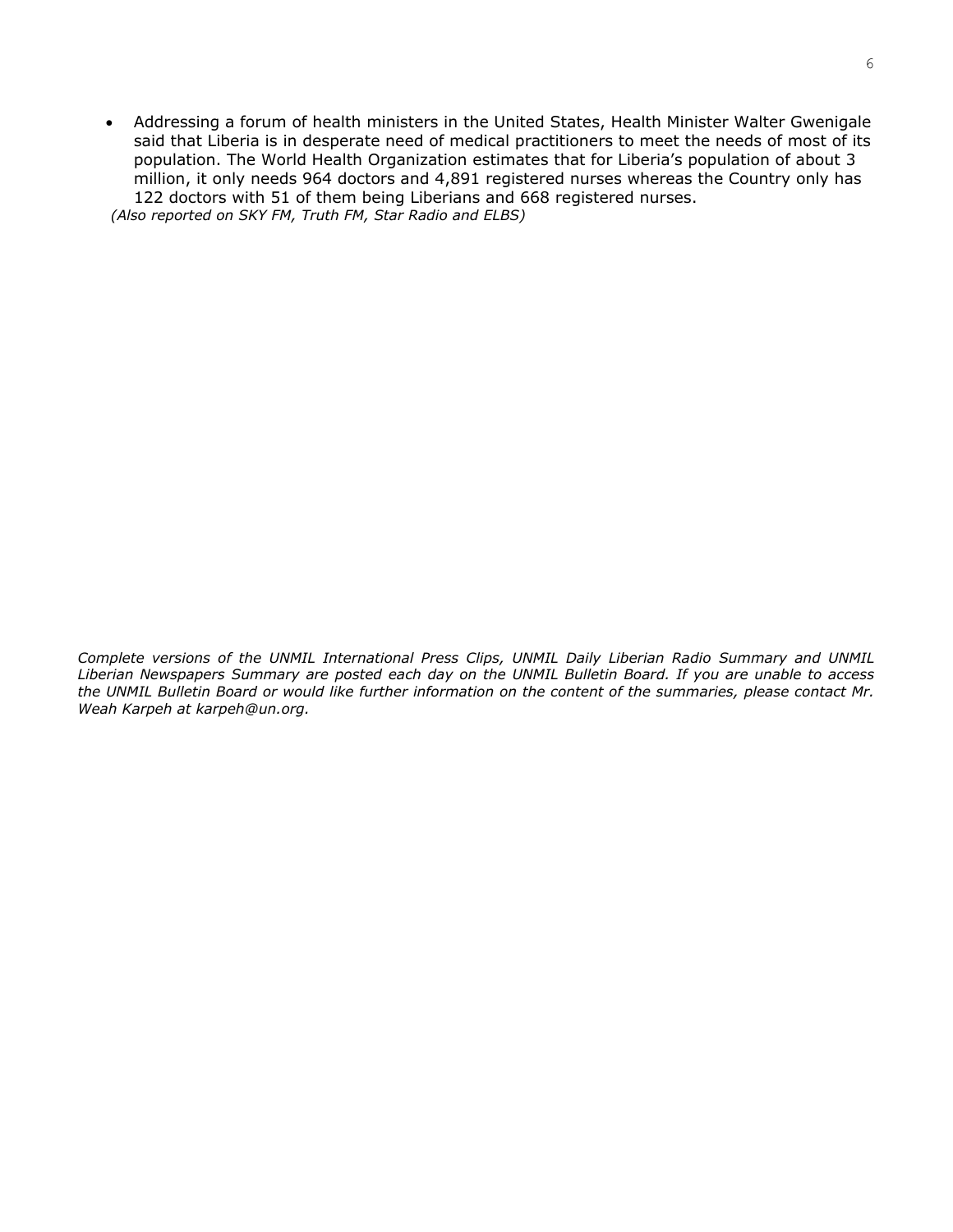- Addressing a forum of health ministers in the United States, Health Minister Walter Gwenigale said that Liberia is in desperate need of medical practitioners to meet the needs of most of its population. The World Health Organization estimates that for Liberia's population of about 3 million, it only needs 964 doctors and 4,891 registered nurses whereas the Country only has 122 doctors with 51 of them being Liberians and 668 registered nurses.

*(Also reported on SKY FM, Truth FM, Star Radio and ELBS)*

*Complete versions of the UNMIL International Press Clips, UNMIL Daily Liberian Radio Summary and UNMIL Liberian Newspapers Summary are posted each day on the UNMIL Bulletin Board. If you are unable to access the UNMIL Bulletin Board or would like further information on the content of the summaries, please contact Mr. Weah Karpeh at karpeh@un.org.*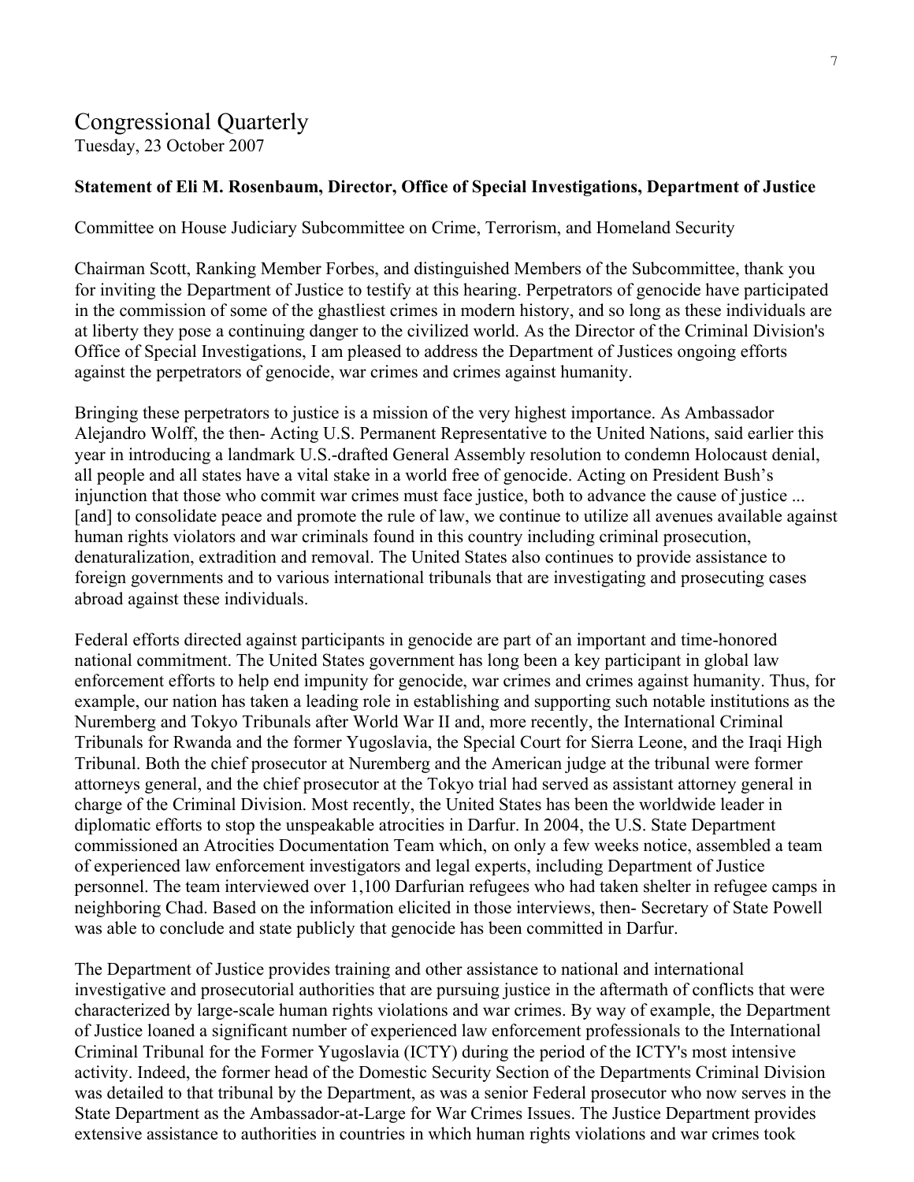# Congressional Quarterly

Tuesday, 23 October 2007

**Statement of Eli M. Rosenbaum, Director, Office of Special Investigations, Department of Justice**

Committee on House Judiciary Subcommittee on Crime, Terrorism, and Homeland Security

Chairman Scott, Ranking Member Forbes, and distinguished Members of the Subcommittee, thank you for inviting the Department of Justice to testify at this hearing. Perpetrators of genocide have participated in the commission of some of the ghastliest crimes in modern history, and so long as these individuals are at liberty they pose a continuing danger to the civilized world. As the Director of the Criminal Division's Office of Special Investigations, I am pleased to address the Department of Justices ongoing efforts against the perpetrators of genocide, war crimes and crimes against humanity.

Bringing these perpetrators to justice is a mission of the very highest importance. As Ambassador Alejandro Wolff, the then- Acting U.S. Permanent Representative to the United Nations, said earlier this year in introducing a landmark U.S.-drafted General Assembly resolution to condemn Holocaust denial, all people and all states have a vital stake in a world free of genocide. Acting on President Bush's injunction that those who commit war crimes must face justice, both to advance the cause of justice ... [and] to consolidate peace and promote the rule of law, we continue to utilize all avenues available against human rights violators and war criminals found in this country including criminal prosecution, denaturalization, extradition and removal. The United States also continues to provide assistance to foreign governments and to various international tribunals that are investigating and prosecuting cases abroad against these individuals.

Federal efforts directed against participants in genocide are part of an important and time-honored national commitment. The United States government has long been a key participant in global law enforcement efforts to help end impunity for genocide, war crimes and crimes against humanity. Thus, for example, our nation has taken a leading role in establishing and supporting such notable institutions as the Nuremberg and Tokyo Tribunals after World War II and, more recently, the International Criminal Tribunals for Rwanda and the former Yugoslavia, the Special Court for Sierra Leone, and the Iraqi High Tribunal. Both the chief prosecutor at Nuremberg and the American judge at the tribunal were former attorneys general, and the chief prosecutor at the Tokyo trial had served as assistant attorney general in charge of the Criminal Division. Most recently, the United States has been the worldwide leader in diplomatic efforts to stop the unspeakable atrocities in Darfur. In 2004, the U.S. State Department commissioned an Atrocities Documentation Team which, on only a few weeks notice, assembled a team of experienced law enforcement investigators and legal experts, including Department of Justice personnel. The team interviewed over 1,100 Darfurian refugees who had taken shelter in refugee camps in neighboring Chad. Based on the information elicited in those interviews, then- Secretary of State Powell was able to conclude and state publicly that genocide has been committed in Darfur.

The Department of Justice provides training and other assistance to national and international investigative and prosecutorial authorities that are pursuing justice in the aftermath of conflicts that were characterized by large-scale human rights violations and war crimes. By way of example, the Department of Justice loaned a significant number of experienced law enforcement professionals to the International Criminal Tribunal for the Former Yugoslavia (ICTY) during the period of the ICTY's most intensive activity. Indeed, the former head of the Domestic Security Section of the Departments Criminal Division was detailed to that tribunal by the Department, as was a senior Federal prosecutor who now serves in the State Department as the Ambassador-at-Large for War Crimes Issues. The Justice Department provides extensive assistance to authorities in countries in which human rights violations and war crimes took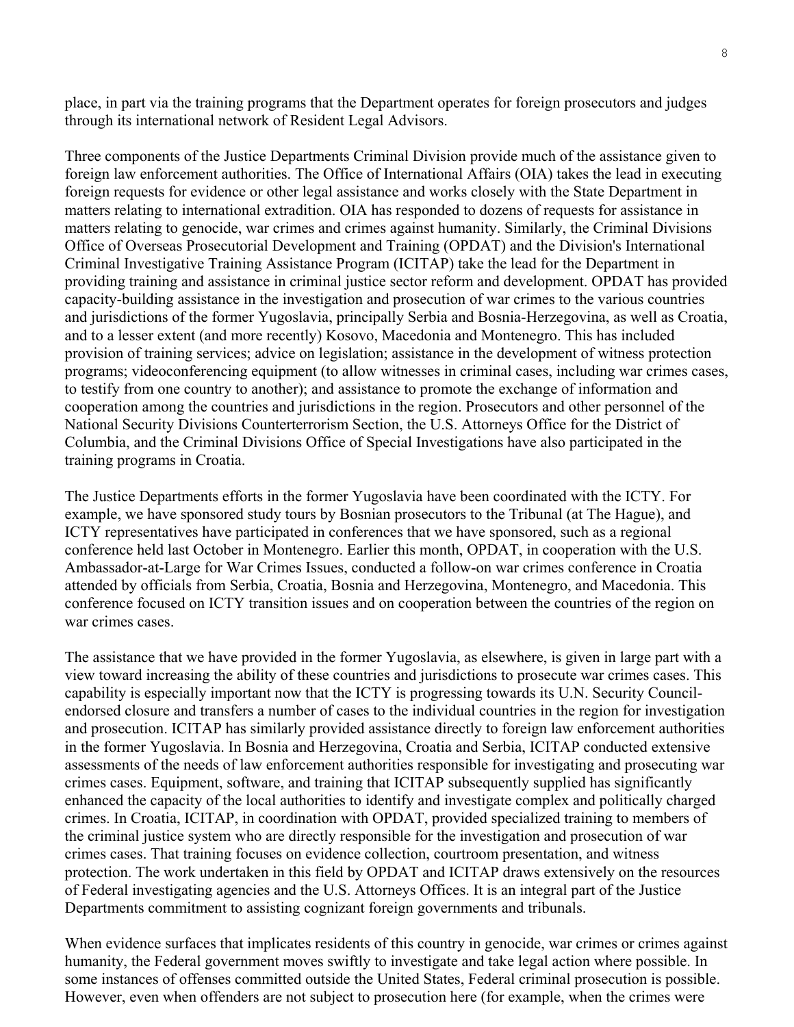place, in part via the training programs that the Department operates for foreign prosecutors and judges through its international network of Resident Legal Advisors.

Three components of the Justice Departments Criminal Division provide much of the assistance given to foreign law enforcement authorities. The Office of International Affairs (OIA) takes the lead in executing foreign requests for evidence or other legal assistance and works closely with the State Department in matters relating to international extradition. OIA has responded to dozens of requests for assistance in matters relating to genocide, war crimes and crimes against humanity. Similarly, the Criminal Divisions Office of Overseas Prosecutorial Development and Training (OPDAT) and the Division's International Criminal Investigative Training Assistance Program (ICITAP) take the lead for the Department in providing training and assistance in criminal justice sector reform and development. OPDAT has provided capacity-building assistance in the investigation and prosecution of war crimes to the various countries and jurisdictions of the former Yugoslavia, principally Serbia and Bosnia-Herzegovina, as well as Croatia, and to a lesser extent (and more recently) Kosovo, Macedonia and Montenegro. This has included provision of training services; advice on legislation; assistance in the development of witness protection programs; videoconferencing equipment (to allow witnesses in criminal cases, including war crimes cases, to testify from one country to another); and assistance to promote the exchange of information and cooperation among the countries and jurisdictions in the region. Prosecutors and other personnel of the National Security Divisions Counterterrorism Section, the U.S. Attorneys Office for the District of Columbia, and the Criminal Divisions Office of Special Investigations have also participated in the training programs in Croatia.

The Justice Departments efforts in the former Yugoslavia have been coordinated with the ICTY. For example, we have sponsored study tours by Bosnian prosecutors to the Tribunal (at The Hague), and ICTY representatives have participated in conferences that we have sponsored, such as a regional conference held last October in Montenegro. Earlier this month, OPDAT, in cooperation with the U.S. Ambassador-at-Large for War Crimes Issues, conducted a follow-on war crimes conference in Croatia attended by officials from Serbia, Croatia, Bosnia and Herzegovina, Montenegro, and Macedonia. This conference focused on ICTY transition issues and on cooperation between the countries of the region on war crimes cases.

The assistance that we have provided in the former Yugoslavia, as elsewhere, is given in large part with a view toward increasing the ability of these countries and jurisdictions to prosecute war crimes cases. This capability is especially important now that the ICTY is progressing towards its U.N. Security Council-endorsed closure and transfers a number of cases to the individual countries in the region for investigation and prosecution. ICITAP has similarly provided assistance directly to foreign law enforcement authorities in the former Yugoslavia. In Bosnia and Herzegovina, Croatia and Serbia, ICITAP conducted extensive assessments of the needs of law enforcement authorities responsible for investigating and prosecuting war crimes cases. Equipment, software, and training that ICITAP subsequently supplied has significantly enhanced the capacity of the local authorities to identify and investigate complex and politically charged crimes. In Croatia, ICITAP, in coordination with OPDAT, provided specialized training to members of the criminal justice system who are directly responsible for the investigation and prosecution of war crimes cases. That training focuses on evidence collection, courtroom presentation, and witness protection. The work undertaken in this field by OPDAT and ICITAP draws extensively on the resources of Federal investigating agencies and the U.S. Attorneys Offices. It is an integral part of the Justice Departments commitment to assisting cognizant foreign governments and tribunals.

When evidence surfaces that implicates residents of this country in genocide, war crimes or crimes against humanity, the Federal government moves swiftly to investigate and take legal action where possible. In some instances of offenses committed outside the United States, Federal criminal prosecution is possible. However, even when offenders are not subject to prosecution here (for example, when the crimes were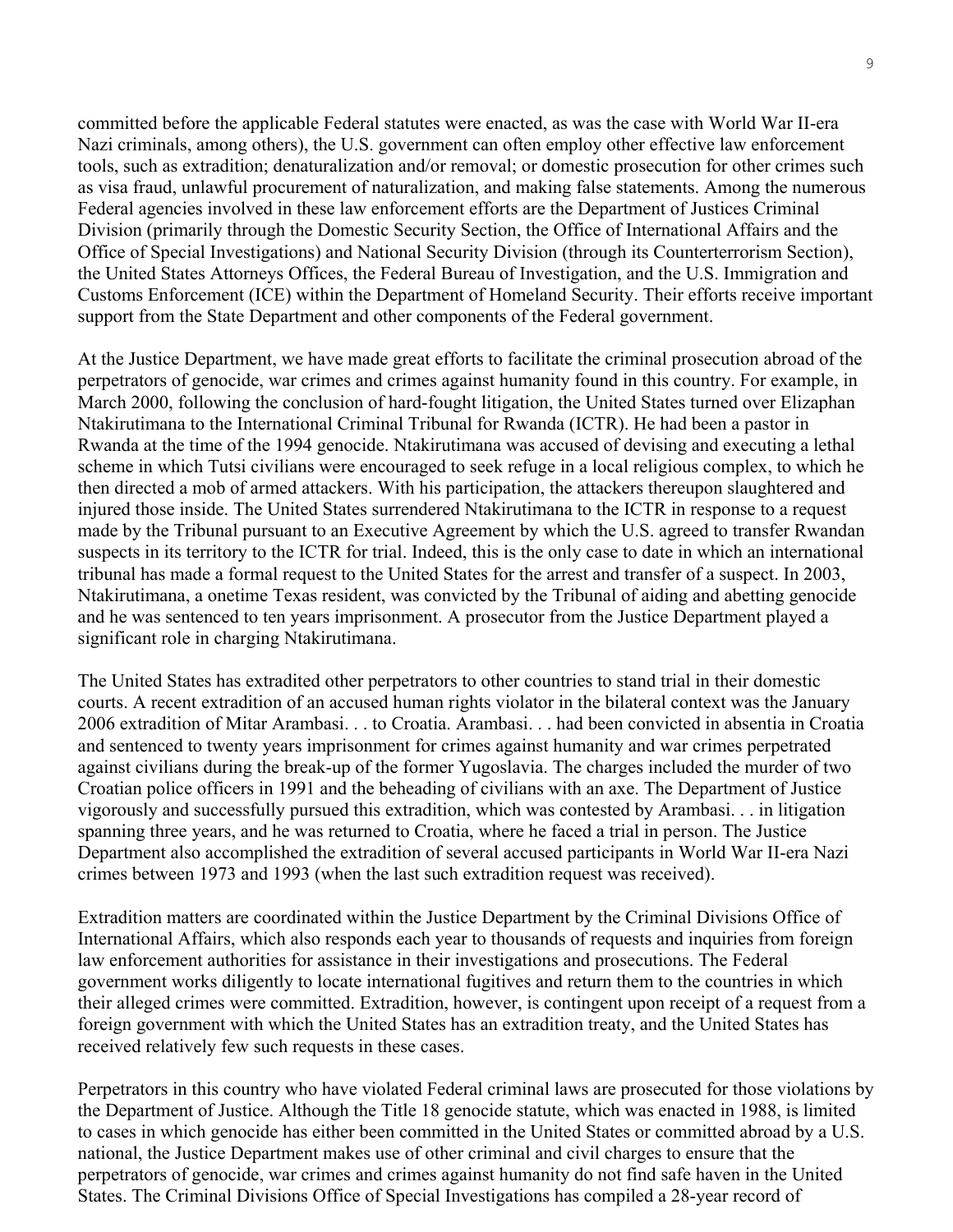committed before the applicable Federal statutes were enacted, as was the case with World War II-era Nazi criminals, among others), the U.S. government can often employ other effective law enforcement tools, such as extradition; denaturalization and/or removal; or domestic prosecution for other crimes such as visa fraud, unlawful procurement of naturalization, and making false statements. Among the numerous Federal agencies involved in these law enforcement efforts are the Department of Justices Criminal Division (primarily through the Domestic Security Section, the Office of International Affairs and the Office of Special Investigations) and National Security Division (through its Counterterrorism Section), the United States Attorneys Offices, the Federal Bureau of Investigation, and the U.S. Immigration and Customs Enforcement (ICE) within the Department of Homeland Security. Their efforts receive important support from the State Department and other components of the Federal government.

At the Justice Department, we have made great efforts to facilitate the criminal prosecution abroad of the perpetrators of genocide, war crimes and crimes against humanity found in this country. For example, in March 2000, following the conclusion of hard-fought litigation, the United States turned over Elizaphan Ntakirutimana to the International Criminal Tribunal for Rwanda (ICTR). He had been a pastor in Rwanda at the time of the 1994 genocide. Ntakirutimana was accused of devising and executing a lethal scheme in which Tutsi civilians were encouraged to seek refuge in a local religious complex, to which he then directed a mob of armed attackers. With his participation, the attackers thereupon slaughtered and injured those inside. The United States surrendered Ntakirutimana to the ICTR in response to a request made by the Tribunal pursuant to an Executive Agreement by which the U.S. agreed to transfer Rwandan suspects in its territory to the ICTR for trial. Indeed, this is the only case to date in which an international tribunal has made a formal request to the United States for the arrest and transfer of a suspect. In 2003, Ntakirutimana, a onetime Texas resident, was convicted by the Tribunal of aiding and abetting genocide and he was sentenced to ten years imprisonment. A prosecutor from the Justice Department played a significant role in charging Ntakirutimana.

The United States has extradited other perpetrators to other countries to stand trial in their domestic courts. A recent extradition of an accused human rights violator in the bilateral context was the January 2006 extradition of Mitar Arambasi. . . to Croatia. Arambasi. . . had been convicted in absentia in Croatia and sentenced to twenty years imprisonment for crimes against humanity and war crimes perpetrated against civilians during the break-up of the former Yugoslavia. The charges included the murder of two Croatian police officers in 1991 and the beheading of civilians with an axe. The Department of Justice vigorously and successfully pursued this extradition, which was contested by Arambasi. . . in litigation spanning three years, and he was returned to Croatia, where he faced a trial in person. The Justice Department also accomplished the extradition of several accused participants in World War II-era Nazi crimes between 1973 and 1993 (when the last such extradition request was received).

Extradition matters are coordinated within the Justice Department by the Criminal Divisions Office of International Affairs, which also responds each year to thousands of requests and inquiries from foreign law enforcement authorities for assistance in their investigations and prosecutions. The Federal government works diligently to locate international fugitives and return them to the countries in which their alleged crimes were committed. Extradition, however, is contingent upon receipt of a request from a foreign government with which the United States has an extradition treaty, and the United States has received relatively few such requests in these cases.

Perpetrators in this country who have violated Federal criminal laws are prosecuted for those violations by the Department of Justice. Although the Title 18 genocide statute, which was enacted in 1988, is limited to cases in which genocide has either been committed in the United States or committed abroad by a U.S. national, the Justice Department makes use of other criminal and civil charges to ensure that the perpetrators of genocide, war crimes and crimes against humanity do not find safe haven in the United States. The Criminal Divisions Office of Special Investigations has compiled a 28-year record of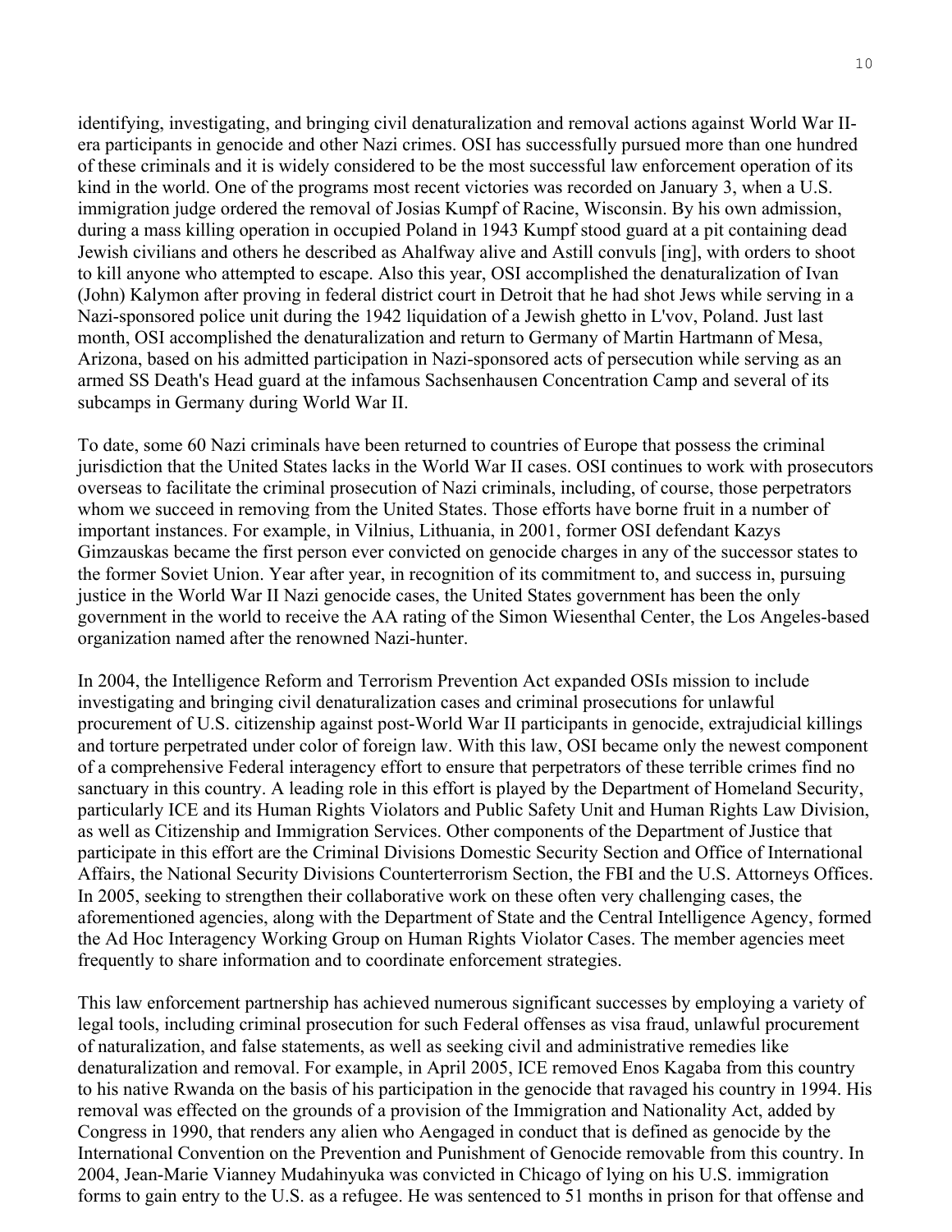identifying, investigating, and bringing civil denaturalization and removal actions against World War II-era participants in genocide and other Nazi crimes. OSI has successfully pursued more than one hundred of these criminals and it is widely considered to be the most successful law enforcement operation of its kind in the world. One of the programs most recent victories was recorded on January 3, when a U.S. immigration judge ordered the removal of Josias Kumpf of Racine, Wisconsin. By his own admission, during a mass killing operation in occupied Poland in 1943 Kumpf stood guard at a pit containing dead Jewish civilians and others he described as Ahalfway alive and Astill convuls [ing], with orders to shoot to kill anyone who attempted to escape. Also this year, OSI accomplished the denaturalization of Ivan (John) Kalymon after proving in federal district court in Detroit that he had shot Jews while serving in a Nazi-sponsored police unit during the 1942 liquidation of a Jewish ghetto in L'vov, Poland. Just last month, OSI accomplished the denaturalization and return to Germany of Martin Hartmann of Mesa, Arizona, based on his admitted participation in Nazi-sponsored acts of persecution while serving as an armed SS Death's Head guard at the infamous Sachsenhausen Concentration Camp and several of its subcamps in Germany during World War II.

To date, some 60 Nazi criminals have been returned to countries of Europe that possess the criminal jurisdiction that the United States lacks in the World War II cases. OSI continues to work with prosecutors overseas to facilitate the criminal prosecution of Nazi criminals, including, of course, those perpetrators whom we succeed in removing from the United States. Those efforts have borne fruit in a number of important instances. For example, in Vilnius, Lithuania, in 2001, former OSI defendant Kazys Gimzauskas became the first person ever convicted on genocide charges in any of the successor states to the former Soviet Union. Year after year, in recognition of its commitment to, and success in, pursuing justice in the World War II Nazi genocide cases, the United States government has been the only government in the world to receive the AA rating of the Simon Wiesenthal Center, the Los Angeles-based organization named after the renowned Nazi-hunter.

In 2004, the Intelligence Reform and Terrorism Prevention Act expanded OSIs mission to include investigating and bringing civil denaturalization cases and criminal prosecutions for unlawful procurement of U.S. citizenship against post-World War II participants in genocide, extrajudicial killings and torture perpetrated under color of foreign law. With this law, OSI became only the newest component of a comprehensive Federal interagency effort to ensure that perpetrators of these terrible crimes find no sanctuary in this country. A leading role in this effort is played by the Department of Homeland Security, particularly ICE and its Human Rights Violators and Public Safety Unit and Human Rights Law Division, as well as Citizenship and Immigration Services. Other components of the Department of Justice that participate in this effort are the Criminal Divisions Domestic Security Section and Office of International Affairs, the National Security Divisions Counterterrorism Section, the FBI and the U.S. Attorneys Offices. In 2005, seeking to strengthen their collaborative work on these often very challenging cases, the aforementioned agencies, along with the Department of State and the Central Intelligence Agency, formed the Ad Hoc Interagency Working Group on Human Rights Violator Cases. The member agencies meet frequently to share information and to coordinate enforcement strategies.

This law enforcement partnership has achieved numerous significant successes by employing a variety of legal tools, including criminal prosecution for such Federal offenses as visa fraud, unlawful procurement of naturalization, and false statements, as well as seeking civil and administrative remedies like denaturalization and removal. For example, in April 2005, ICE removed Enos Kagaba from this country to his native Rwanda on the basis of his participation in the genocide that ravaged his country in 1994. His removal was effected on the grounds of a provision of the Immigration and Nationality Act, added by Congress in 1990, that renders any alien who Aengaged in conduct that is defined as genocide by the International Convention on the Prevention and Punishment of Genocide removable from this country. In 2004, Jean-Marie Vianney Mudahinyuka was convicted in Chicago of lying on his U.S. immigration forms to gain entry to the U.S. as a refugee. He was sentenced to 51 months in prison for that offense and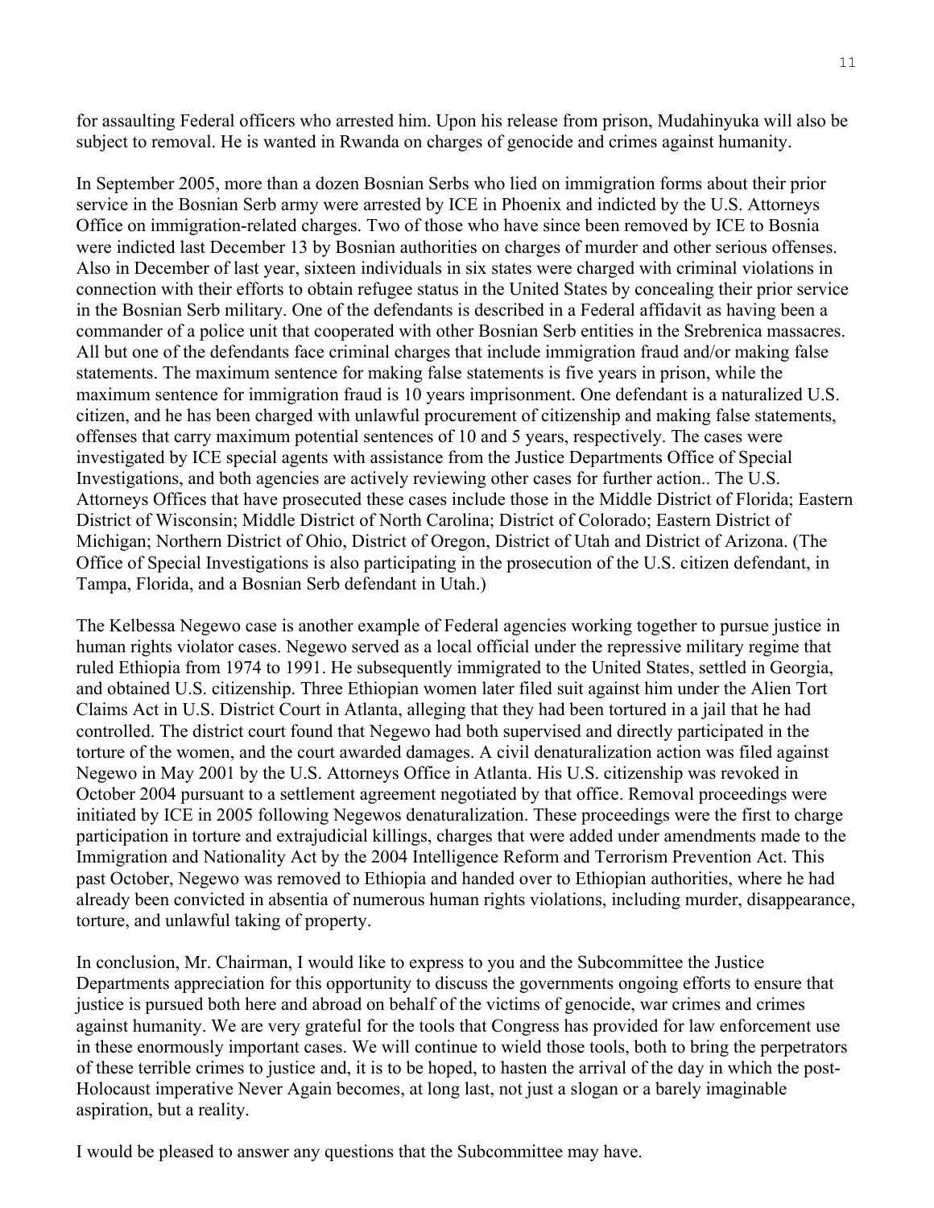for assaulting Federal officers who arrested him. Upon his release from prison, Mudahinyuka will also be subject to removal. He is wanted in Rwanda on charges of genocide and crimes against humanity.

In September 2005, more than a dozen Bosnian Serbs who lied on immigration forms about their prior service in the Bosnian Serb army were arrested by ICE in Phoenix and indicted by the U.S. Attorneys Office on immigration-related charges. Two of those who have since been removed by ICE to Bosnia were indicted last December 13 by Bosnian authorities on charges of murder and other serious offenses. Also in December of last year, sixteen individuals in six states were charged with criminal violations in connection with their efforts to obtain refugee status in the United States by concealing their prior service in the Bosnian Serb military. One of the defendants is described in a Federal affidavit as having been a commander of a police unit that cooperated with other Bosnian Serb entities in the Srebrenica massacres. All but one of the defendants face criminal charges that include immigration fraud and/or making false statements. The maximum sentence for making false statements is five years in prison, while the maximum sentence for immigration fraud is 10 years imprisonment. One defendant is a naturalized U.S. citizen, and he has been charged with unlawful procurement of citizenship and making false statements, offenses that carry maximum potential sentences of 10 and 5 years, respectively. The cases were investigated by ICE special agents with assistance from the Justice Departments Office of Special Investigations, and both agencies are actively reviewing other cases for further action.. The U.S. Attorneys Offices that have prosecuted these cases include those in the Middle District of Florida; Eastern District of Wisconsin; Middle District of North Carolina; District of Colorado; Eastern District of Michigan; Northern District of Ohio, District of Oregon, District of Utah and District of Arizona. (The Office of Special Investigations is also participating in the prosecution of the U.S. citizen defendant, in Tampa, Florida, and a Bosnian Serb defendant in Utah.)

The Kelbessa Negewo case is another example of Federal agencies working together to pursue justice in human rights violator cases. Negewo served as a local official under the repressive military regime that ruled Ethiopia from 1974 to 1991. He subsequently immigrated to the United States, settled in Georgia, and obtained U.S. citizenship. Three Ethiopian women later filed suit against him under the Alien Tort Claims Act in U.S. District Court in Atlanta, alleging that they had been tortured in a jail that he had controlled. The district court found that Negewo had both supervised and directly participated in the torture of the women, and the court awarded damages. A civil denaturalization action was filed against Negewo in May 2001 by the U.S. Attorneys Office in Atlanta. His U.S. citizenship was revoked in October 2004 pursuant to a settlement agreement negotiated by that office. Removal proceedings were initiated by ICE in 2005 following Negewos denaturalization. These proceedings were the first to charge participation in torture and extrajudicial killings, charges that were added under amendments made to the Immigration and Nationality Act by the 2004 Intelligence Reform and Terrorism Prevention Act. This past October, Negewo was removed to Ethiopia and handed over to Ethiopian authorities, where he had already been convicted in absentia of numerous human rights violations, including murder, disappearance, torture, and unlawful taking of property.

In conclusion, Mr. Chairman, I would like to express to you and the Subcommittee the Justice Departments appreciation for this opportunity to discuss the governments ongoing efforts to ensure that justice is pursued both here and abroad on behalf of the victims of genocide, war crimes and crimes against humanity. We are very grateful for the tools that Congress has provided for law enforcement use in these enormously important cases. We will continue to wield those tools, both to bring the perpetrators of these terrible crimes to justice and, it is to be hoped, to hasten the arrival of the day in which the post-Holocaust imperative Never Again becomes, at long last, not just a slogan or a barely imaginable aspiration, but a reality.

I would be pleased to answer any questions that the Subcommittee may have.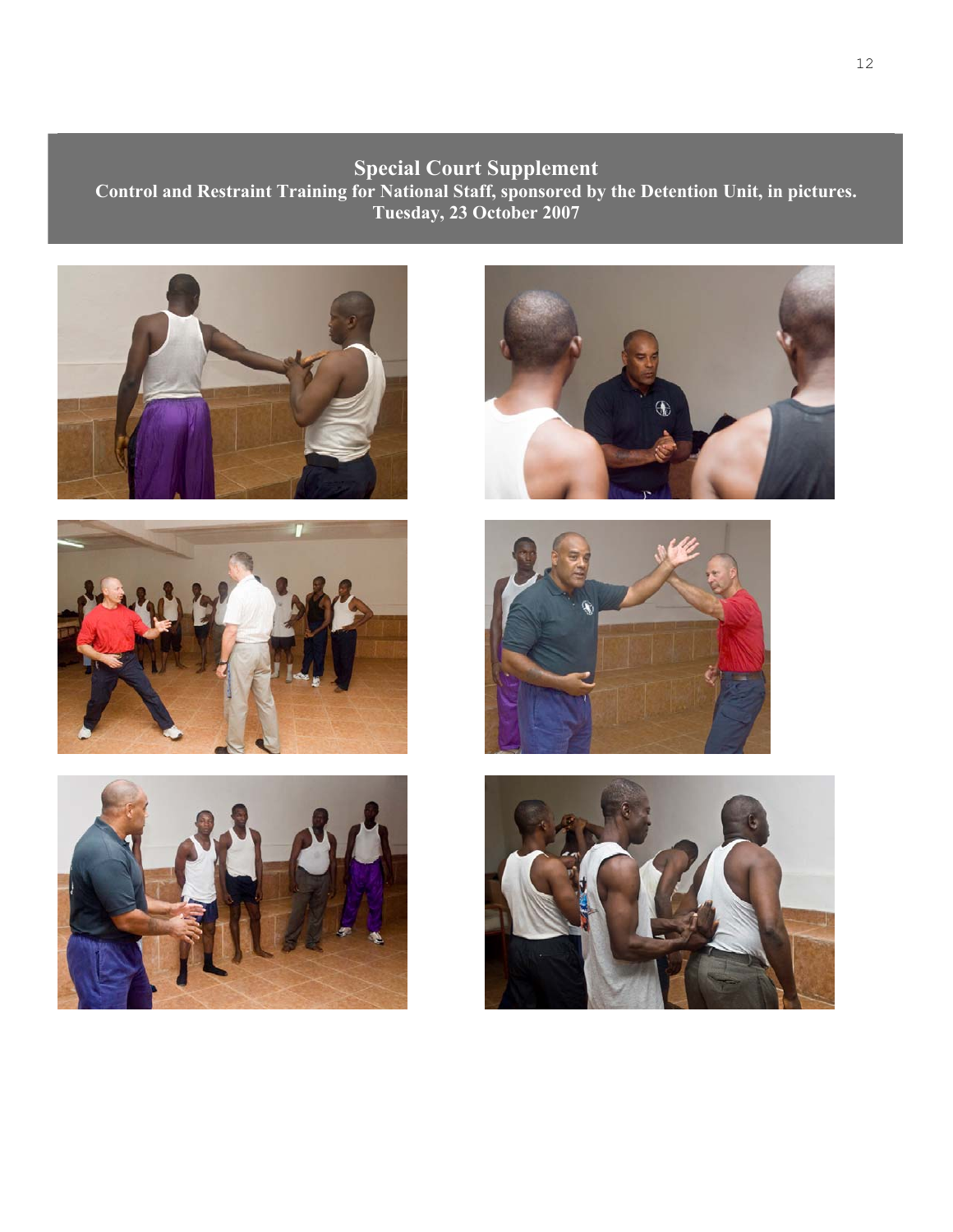# Special Court Supplement

**Control and Restraint Training for National Staff, sponsored by the Detention Unit, in pictures.**

**Tuesday, 23 October 2007**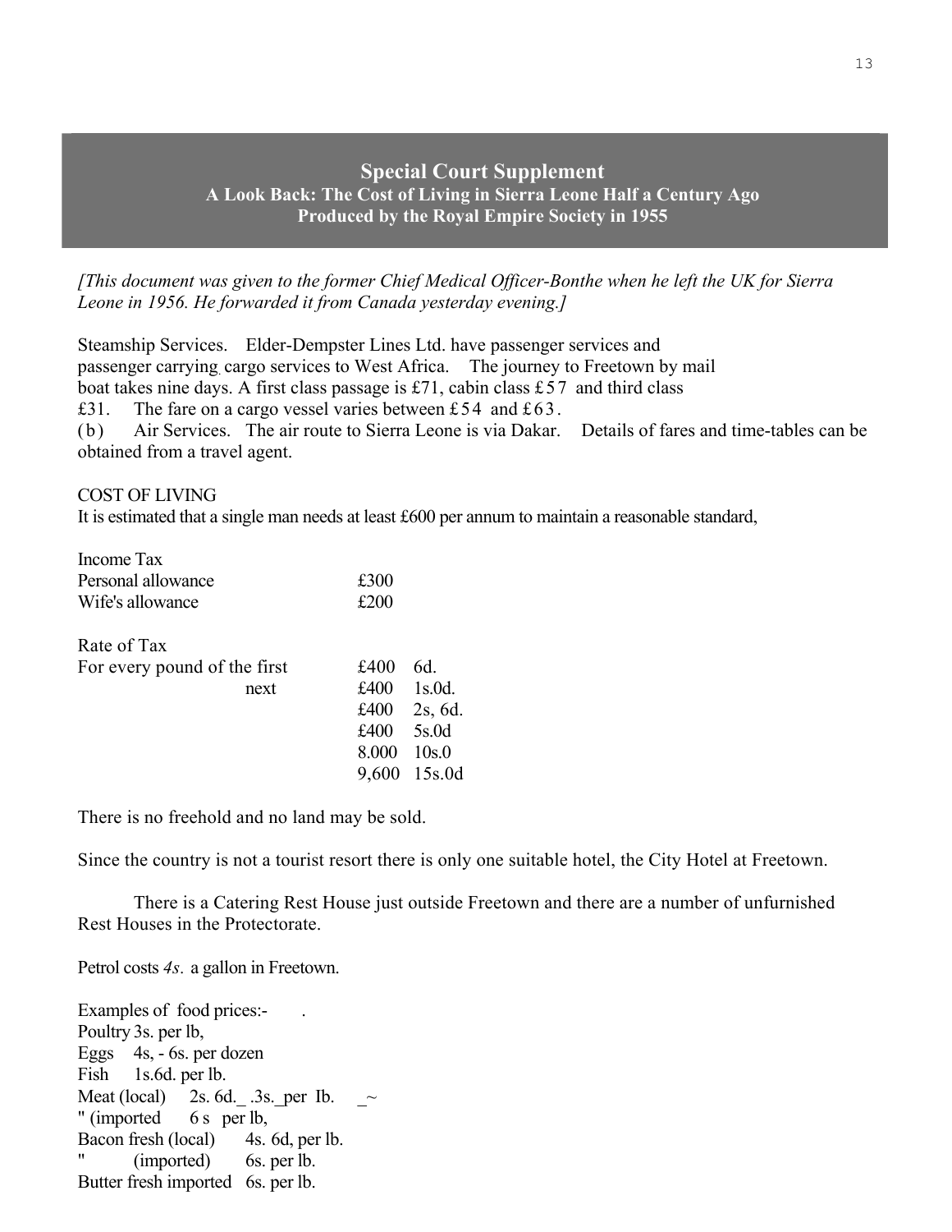## Special Court Supplement

### A Look Back: The Cost of Living in Sierra Leone Half a Century Ago

### Produced by the Royal Empire Society in 1955

*[This document was given to the former Chief Medical Officer-Bonthe when he left the UK for Sierra Leone in 1956. He forwarded it from Canada yesterday evening.]*

Steamship Services. Elder-Dempster Lines Ltd. have passenger services and passenger carrying cargo services to West Africa. The journey to Freetown by mail boat takes nine days. A first class passage is £71, cabin class £57 and third class £31. The fare on a cargo vessel varies between £54 and £63.

(b) Air Services. The air route to Sierra Leone is via Dakar. Details of fares and time-tables can be obtained from a travel agent.

COST OF LIVING

It is estimated that a single man needs at least £600 per annum to maintain a reasonable standard,

| Income Tax | |
|---|---|
| Personal allowance | £300 |
| Wife's allowance | £200 |

| Rate of Tax | | |
|---|---|---|
| For every pound of the first | £400 | 6d. |
| next | £400 | 1s.0d. |
| | £400 | 2s, 6d. |
| | £400 | 5s.0d |
| | 8.000 | 10s.0 |
| | 9,600 | 15s.0d |

There is no freehold and no land may be sold.

Since the country is not a tourist resort there is only one suitable hotel, the City Hotel at Freetown.

There is a Catering Rest House just outside Freetown and there are a number of unfurnished Rest Houses in the Protectorate.

Petrol costs *4s*. a gallon in Freetown.

Examples of food prices:-

Poultry 3s. per lb,
Eggs 4s, - 6s. per dozen
Fish 1s.6d. per lb.
Meat (local) 2s. 6d. - 3s. per lb.
" (imported 6 s per lb,
Bacon fresh (local) 4s. 6d, per lb.
" (imported) 6s. per lb.
Butter fresh imported 6s. per lb.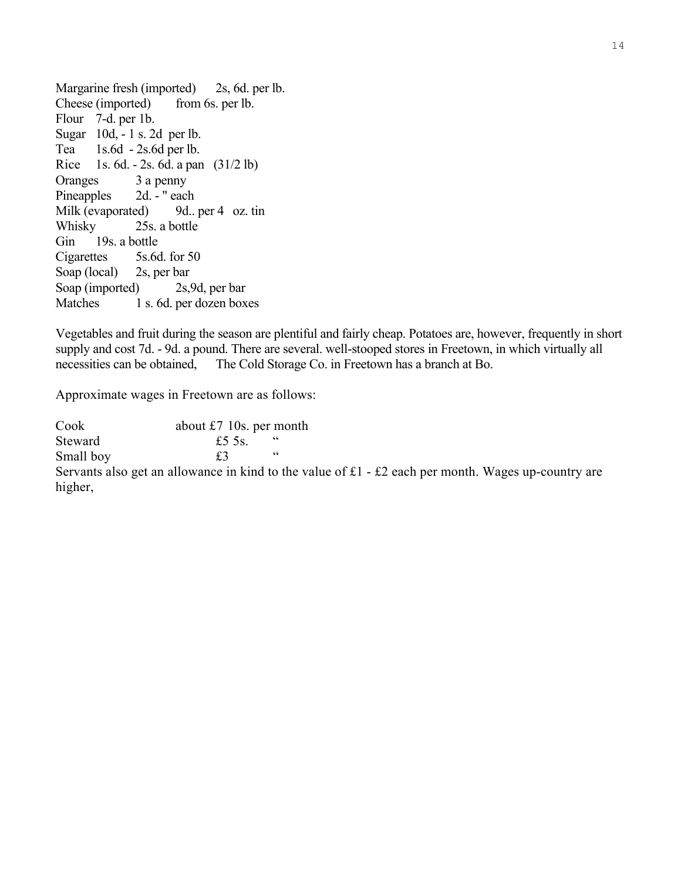Margarine fresh (imported) 2s, 6d. per lb.
Cheese (imported) from 6s. per lb.
Flour 7-d. per 1b.
Sugar 10d, - 1 s. 2d per lb.
Tea 1s.6d - 2s.6d per lb.
Rice 1s. 6d. - 2s. 6d. a pan (31/2 lb)
Oranges 3 a penny
Pineapples 2d. - " each
Milk (evaporated) 9d.. per 4 oz. tin
Whisky 25s. a bottle
Gin 19s. a bottle
Cigarettes 5s.6d. for 50
Soap (local) 2s, per bar
Soap (imported) 2s,9d, per bar
Matches 1 s. 6d. per dozen boxes

Vegetables and fruit during the season are plentiful and fairly cheap. Potatoes are, however, frequently in short supply and cost 7d. - 9d. a pound. There are several. well-stooped stores in Freetown, in which virtually all necessities can be obtained, The Cold Storage Co. in Freetown has a branch at Bo.

Approximate wages in Freetown are as follows:

| | |
|---|---|
| Cook | about £7 10s. per month |
| Steward | £5 5s. " |
| Small boy | £3 " |

Servants also get an allowance in kind to the value of £1 - £2 each per month. Wages up-country are higher,